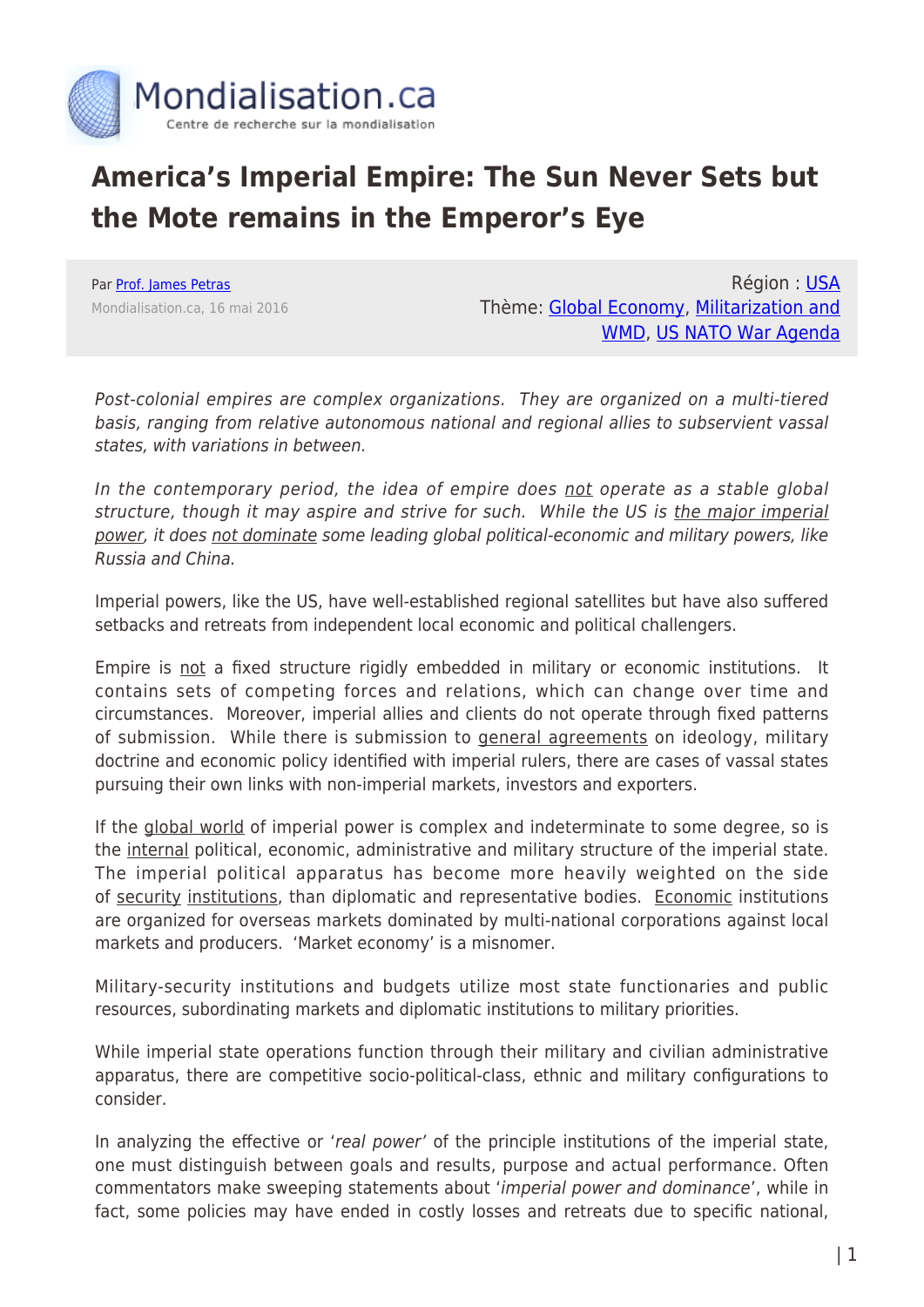Mondialisation.ca

Centre de recherche sur la mondialisation

# America's Imperial Empire: The Sun Never Sets but the Mote remains in the Emperor's Eye

Par Prof. James Petras

Mondialisation.ca, 16 mai 2016

Région : USA

Thème: Global Economy, Militarization and WMD, US NATO War Agenda

*Post-colonial empires are complex organizations. They are organized on a multi-tiered basis, ranging from relative autonomous national and regional allies to subservient vassal states, with variations in between.*

*In the contemporary period, the idea of empire does not operate as a stable global structure, though it may aspire and strive for such. While the US is the major imperial power, it does not dominate some leading global political-economic and military powers, like Russia and China.*

Imperial powers, like the US, have well-established regional satellites but have also suffered setbacks and retreats from independent local economic and political challengers.

Empire is not a fixed structure rigidly embedded in military or economic institutions. It contains sets of competing forces and relations, which can change over time and circumstances. Moreover, imperial allies and clients do not operate through fixed patterns of submission. While there is submission to general agreements on ideology, military doctrine and economic policy identified with imperial rulers, there are cases of vassal states pursuing their own links with non-imperial markets, investors and exporters.

If the global world of imperial power is complex and indeterminate to some degree, so is the internal political, economic, administrative and military structure of the imperial state. The imperial political apparatus has become more heavily weighted on the side of security institutions, than diplomatic and representative bodies. Economic institutions are organized for overseas markets dominated by multi-national corporations against local markets and producers. 'Market economy' is a misnomer.

Military-security institutions and budgets utilize most state functionaries and public resources, subordinating markets and diplomatic institutions to military priorities.

While imperial state operations function through their military and civilian administrative apparatus, there are competitive socio-political-class, ethnic and military configurations to consider.

In analyzing the effective or '*real power*' of the principle institutions of the imperial state, one must distinguish between goals and results, purpose and actual performance. Often commentators make sweeping statements about '*imperial power and dominance*', while in fact, some policies may have ended in costly losses and retreats due to specific national,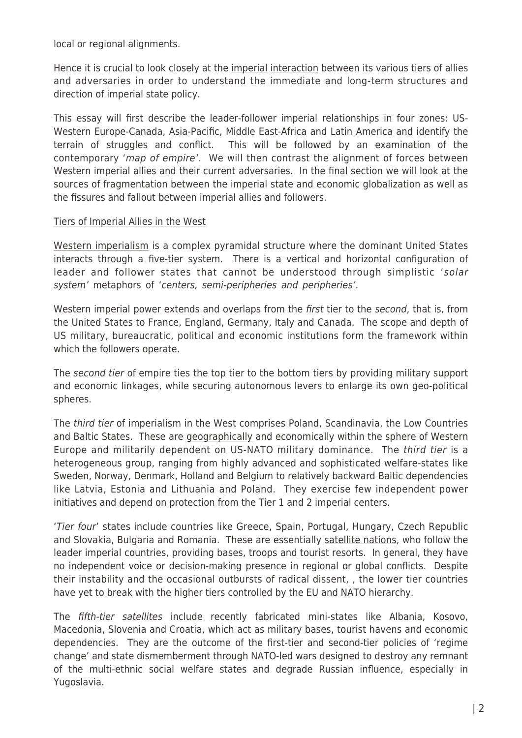local or regional alignments.

Hence it is crucial to look closely at the imperial interaction between its various tiers of allies and adversaries in order to understand the immediate and long-term structures and direction of imperial state policy.

This essay will first describe the leader-follower imperial relationships in four zones: US-Western Europe-Canada, Asia-Pacific, Middle East-Africa and Latin America and identify the terrain of struggles and conflict. This will be followed by an examination of the contemporary '*map of empire*'. We will then contrast the alignment of forces between Western imperial allies and their current adversaries. In the final section we will look at the sources of fragmentation between the imperial state and economic globalization as well as the fissures and fallout between imperial allies and followers.

## Tiers of Imperial Allies in the West

Western imperialism is a complex pyramidal structure where the dominant United States interacts through a five-tier system. There is a vertical and horizontal configuration of leader and follower states that cannot be understood through simplistic '*solar system*' metaphors of '*centers, semi-peripheries and peripheries*'.

Western imperial power extends and overlaps from the *first* tier to the *second*, that is, from the United States to France, England, Germany, Italy and Canada. The scope and depth of US military, bureaucratic, political and economic institutions form the framework within which the followers operate.

The *second tier* of empire ties the top tier to the bottom tiers by providing military support and economic linkages, while securing autonomous levers to enlarge its own geo-political spheres.

The *third tier* of imperialism in the West comprises Poland, Scandinavia, the Low Countries and Baltic States. These are geographically and economically within the sphere of Western Europe and militarily dependent on US-NATO military dominance. The *third tier* is a heterogeneous group, ranging from highly advanced and sophisticated welfare-states like Sweden, Norway, Denmark, Holland and Belgium to relatively backward Baltic dependencies like Latvia, Estonia and Lithuania and Poland. They exercise few independent power initiatives and depend on protection from the Tier 1 and 2 imperial centers.

'*Tier four*' states include countries like Greece, Spain, Portugal, Hungary, Czech Republic and Slovakia, Bulgaria and Romania. These are essentially satellite nations, who follow the leader imperial countries, providing bases, troops and tourist resorts. In general, they have no independent voice or decision-making presence in regional or global conflicts. Despite their instability and the occasional outbursts of radical dissent, , the lower tier countries have yet to break with the higher tiers controlled by the EU and NATO hierarchy.

The *fifth-tier satellites* include recently fabricated mini-states like Albania, Kosovo, Macedonia, Slovenia and Croatia, which act as military bases, tourist havens and economic dependencies. They are the outcome of the first-tier and second-tier policies of 'regime change' and state dismemberment through NATO-led wars designed to destroy any remnant of the multi-ethnic social welfare states and degrade Russian influence, especially in Yugoslavia.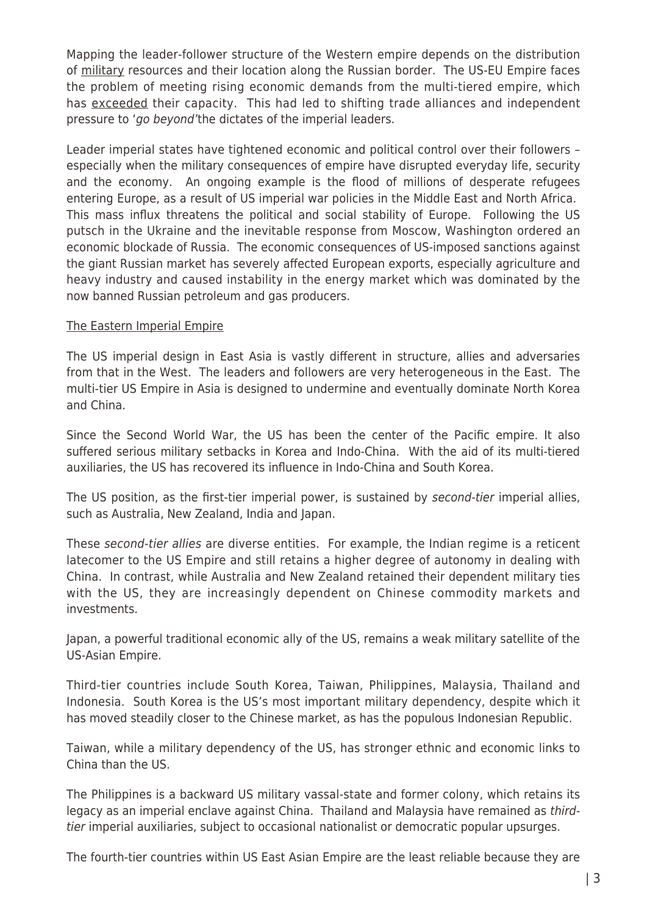Mapping the leader-follower structure of the Western empire depends on the distribution of military resources and their location along the Russian border. The US-EU Empire faces the problem of meeting rising economic demands from the multi-tiered empire, which has exceeded their capacity. This had led to shifting trade alliances and independent pressure to '*go beyond*'the dictates of the imperial leaders.

Leader imperial states have tightened economic and political control over their followers – especially when the military consequences of empire have disrupted everyday life, security and the economy. An ongoing example is the flood of millions of desperate refugees entering Europe, as a result of US imperial war policies in the Middle East and North Africa. This mass influx threatens the political and social stability of Europe. Following the US putsch in the Ukraine and the inevitable response from Moscow, Washington ordered an economic blockade of Russia. The economic consequences of US-imposed sanctions against the giant Russian market has severely affected European exports, especially agriculture and heavy industry and caused instability in the energy market which was dominated by the now banned Russian petroleum and gas producers.

## The Eastern Imperial Empire

The US imperial design in East Asia is vastly different in structure, allies and adversaries from that in the West. The leaders and followers are very heterogeneous in the East. The multi-tier US Empire in Asia is designed to undermine and eventually dominate North Korea and China.

Since the Second World War, the US has been the center of the Pacific empire. It also suffered serious military setbacks in Korea and Indo-China. With the aid of its multi-tiered auxiliaries, the US has recovered its influence in Indo-China and South Korea.

The US position, as the first-tier imperial power, is sustained by *second-tier* imperial allies, such as Australia, New Zealand, India and Japan.

These *second-tier allies* are diverse entities. For example, the Indian regime is a reticent latecomer to the US Empire and still retains a higher degree of autonomy in dealing with China. In contrast, while Australia and New Zealand retained their dependent military ties with the US, they are increasingly dependent on Chinese commodity markets and investments.

Japan, a powerful traditional economic ally of the US, remains a weak military satellite of the US-Asian Empire.

Third-tier countries include South Korea, Taiwan, Philippines, Malaysia, Thailand and Indonesia. South Korea is the US's most important military dependency, despite which it has moved steadily closer to the Chinese market, as has the populous Indonesian Republic.

Taiwan, while a military dependency of the US, has stronger ethnic and economic links to China than the US.

The Philippines is a backward US military vassal-state and former colony, which retains its legacy as an imperial enclave against China. Thailand and Malaysia have remained as *third-tier* imperial auxiliaries, subject to occasional nationalist or democratic popular upsurges.

The fourth-tier countries within US East Asian Empire are the least reliable because they are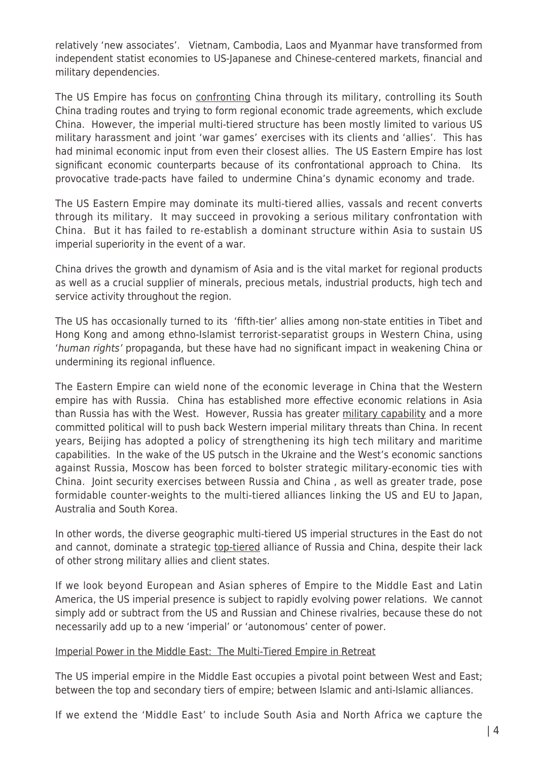relatively 'new associates'. Vietnam, Cambodia, Laos and Myanmar have transformed from independent statist economies to US-Japanese and Chinese-centered markets, financial and military dependencies.

The US Empire has focus on confronting China through its military, controlling its South China trading routes and trying to form regional economic trade agreements, which exclude China. However, the imperial multi-tiered structure has been mostly limited to various US military harassment and joint 'war games' exercises with its clients and 'allies'. This has had minimal economic input from even their closest allies. The US Eastern Empire has lost significant economic counterparts because of its confrontational approach to China. Its provocative trade-pacts have failed to undermine China's dynamic economy and trade.

The US Eastern Empire may dominate its multi-tiered allies, vassals and recent converts through its military. It may succeed in provoking a serious military confrontation with China. But it has failed to re-establish a dominant structure within Asia to sustain US imperial superiority in the event of a war.

China drives the growth and dynamism of Asia and is the vital market for regional products as well as a crucial supplier of minerals, precious metals, industrial products, high tech and service activity throughout the region.

The US has occasionally turned to its 'fifth-tier' allies among non-state entities in Tibet and Hong Kong and among ethno-Islamist terrorist-separatist groups in Western China, using '*human rights'* propaganda, but these have had no significant impact in weakening China or undermining its regional influence.

The Eastern Empire can wield none of the economic leverage in China that the Western empire has with Russia. China has established more effective economic relations in Asia than Russia has with the West. However, Russia has greater military capability and a more committed political will to push back Western imperial military threats than China. In recent years, Beijing has adopted a policy of strengthening its high tech military and maritime capabilities. In the wake of the US putsch in the Ukraine and the West's economic sanctions against Russia, Moscow has been forced to bolster strategic military-economic ties with China. Joint security exercises between Russia and China , as well as greater trade, pose formidable counter-weights to the multi-tiered alliances linking the US and EU to Japan, Australia and South Korea.

In other words, the diverse geographic multi-tiered US imperial structures in the East do not and cannot, dominate a strategic top-tiered alliance of Russia and China, despite their lack of other strong military allies and client states.

If we look beyond European and Asian spheres of Empire to the Middle East and Latin America, the US imperial presence is subject to rapidly evolving power relations. We cannot simply add or subtract from the US and Russian and Chinese rivalries, because these do not necessarily add up to a new 'imperial' or 'autonomous' center of power.

## Imperial Power in the Middle East: The Multi-Tiered Empire in Retreat

The US imperial empire in the Middle East occupies a pivotal point between West and East; between the top and secondary tiers of empire; between Islamic and anti-Islamic alliances.

If we extend the 'Middle East' to include South Asia and North Africa we capture the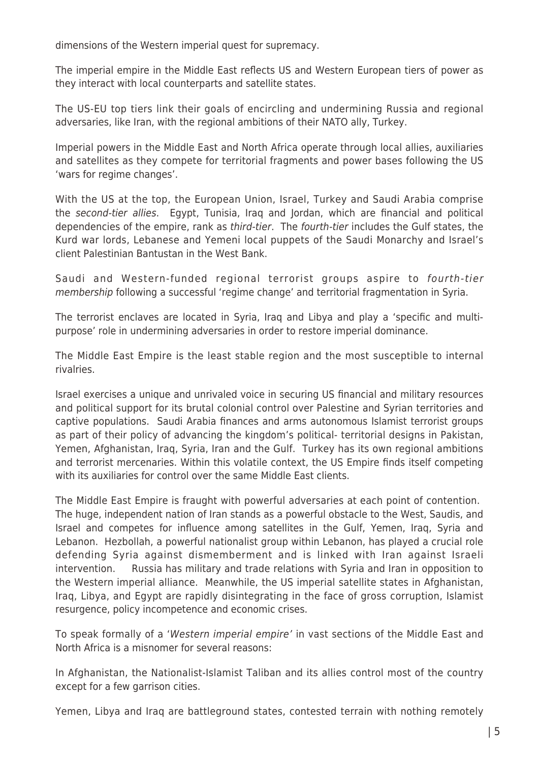dimensions of the Western imperial quest for supremacy.

The imperial empire in the Middle East reflects US and Western European tiers of power as they interact with local counterparts and satellite states.

The US-EU top tiers link their goals of encircling and undermining Russia and regional adversaries, like Iran, with the regional ambitions of their NATO ally, Turkey.

Imperial powers in the Middle East and North Africa operate through local allies, auxiliaries and satellites as they compete for territorial fragments and power bases following the US 'wars for regime changes'.

With the US at the top, the European Union, Israel, Turkey and Saudi Arabia comprise the *second-tier allies*. Egypt, Tunisia, Iraq and Jordan, which are financial and political dependencies of the empire, rank as *third-tier*. The *fourth-tier* includes the Gulf states, the Kurd war lords, Lebanese and Yemeni local puppets of the Saudi Monarchy and Israel's client Palestinian Bantustan in the West Bank.

Saudi and Western-funded regional terrorist groups aspire to *fourth-tier membership* following a successful 'regime change' and territorial fragmentation in Syria.

The terrorist enclaves are located in Syria, Iraq and Libya and play a 'specific and multi-purpose' role in undermining adversaries in order to restore imperial dominance.

The Middle East Empire is the least stable region and the most susceptible to internal rivalries.

Israel exercises a unique and unrivaled voice in securing US financial and military resources and political support for its brutal colonial control over Palestine and Syrian territories and captive populations. Saudi Arabia finances and arms autonomous Islamist terrorist groups as part of their policy of advancing the kingdom's political- territorial designs in Pakistan, Yemen, Afghanistan, Iraq, Syria, Iran and the Gulf. Turkey has its own regional ambitions and terrorist mercenaries. Within this volatile context, the US Empire finds itself competing with its auxiliaries for control over the same Middle East clients.

The Middle East Empire is fraught with powerful adversaries at each point of contention. The huge, independent nation of Iran stands as a powerful obstacle to the West, Saudis, and Israel and competes for influence among satellites in the Gulf, Yemen, Iraq, Syria and Lebanon. Hezbollah, a powerful nationalist group within Lebanon, has played a crucial role defending Syria against dismemberment and is linked with Iran against Israeli intervention. Russia has military and trade relations with Syria and Iran in opposition to the Western imperial alliance. Meanwhile, the US imperial satellite states in Afghanistan, Iraq, Libya, and Egypt are rapidly disintegrating in the face of gross corruption, Islamist resurgence, policy incompetence and economic crises.

To speak formally of a '*Western imperial empire'* in vast sections of the Middle East and North Africa is a misnomer for several reasons:

In Afghanistan, the Nationalist-Islamist Taliban and its allies control most of the country except for a few garrison cities.

Yemen, Libya and Iraq are battleground states, contested terrain with nothing remotely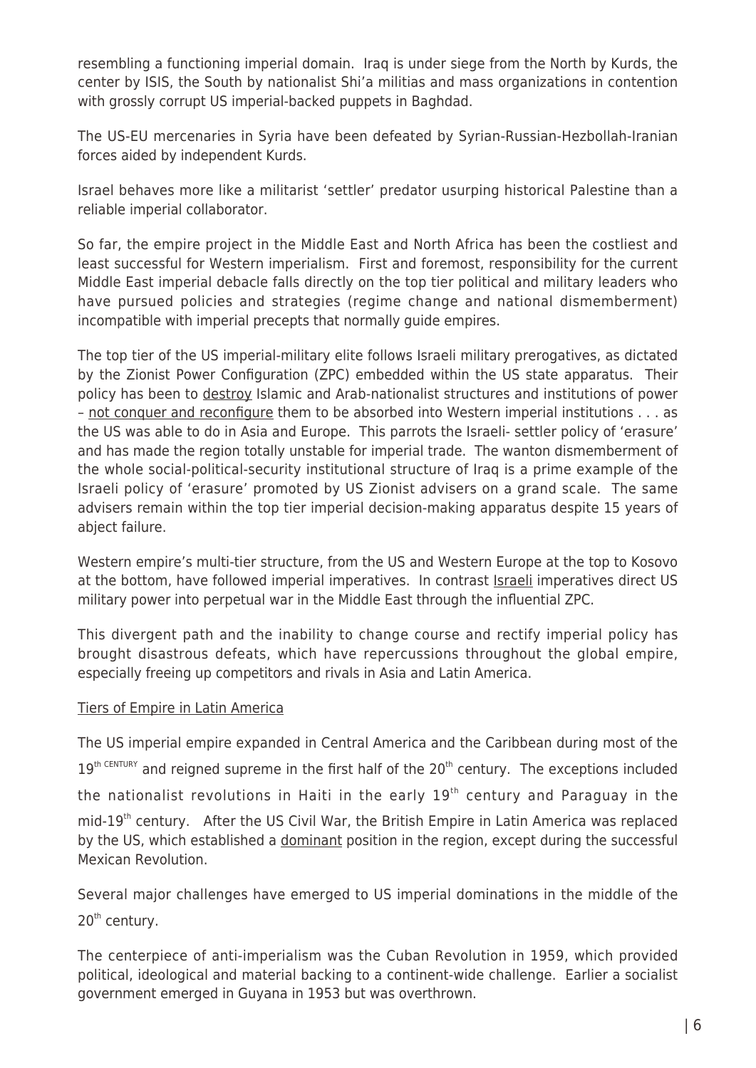resembling a functioning imperial domain. Iraq is under siege from the North by Kurds, the center by ISIS, the South by nationalist Shi'a militias and mass organizations in contention with grossly corrupt US imperial-backed puppets in Baghdad.

The US-EU mercenaries in Syria have been defeated by Syrian-Russian-Hezbollah-Iranian forces aided by independent Kurds.

Israel behaves more like a militarist 'settler' predator usurping historical Palestine than a reliable imperial collaborator.

So far, the empire project in the Middle East and North Africa has been the costliest and least successful for Western imperialism. First and foremost, responsibility for the current Middle East imperial debacle falls directly on the top tier political and military leaders who have pursued policies and strategies (regime change and national dismemberment) incompatible with imperial precepts that normally guide empires.

The top tier of the US imperial-military elite follows Israeli military prerogatives, as dictated by the Zionist Power Configuration (ZPC) embedded within the US state apparatus. Their policy has been to destroy Islamic and Arab-nationalist structures and institutions of power – not conquer and reconfigure them to be absorbed into Western imperial institutions . . . as the US was able to do in Asia and Europe. This parrots the Israeli- settler policy of 'erasure' and has made the region totally unstable for imperial trade. The wanton dismemberment of the whole social-political-security institutional structure of Iraq is a prime example of the Israeli policy of 'erasure' promoted by US Zionist advisers on a grand scale. The same advisers remain within the top tier imperial decision-making apparatus despite 15 years of abject failure.

Western empire's multi-tier structure, from the US and Western Europe at the top to Kosovo at the bottom, have followed imperial imperatives. In contrast Israeli imperatives direct US military power into perpetual war in the Middle East through the influential ZPC.

This divergent path and the inability to change course and rectify imperial policy has brought disastrous defeats, which have repercussions throughout the global empire, especially freeing up competitors and rivals in Asia and Latin America.

## Tiers of Empire in Latin America

The US imperial empire expanded in Central America and the Caribbean during most of the 19th CENTURY and reigned supreme in the first half of the 20th century. The exceptions included the nationalist revolutions in Haiti in the early 19th century and Paraguay in the mid-19th century. After the US Civil War, the British Empire in Latin America was replaced by the US, which established a dominant position in the region, except during the successful Mexican Revolution.

Several major challenges have emerged to US imperial dominations in the middle of the 20th century.

The centerpiece of anti-imperialism was the Cuban Revolution in 1959, which provided political, ideological and material backing to a continent-wide challenge. Earlier a socialist government emerged in Guyana in 1953 but was overthrown.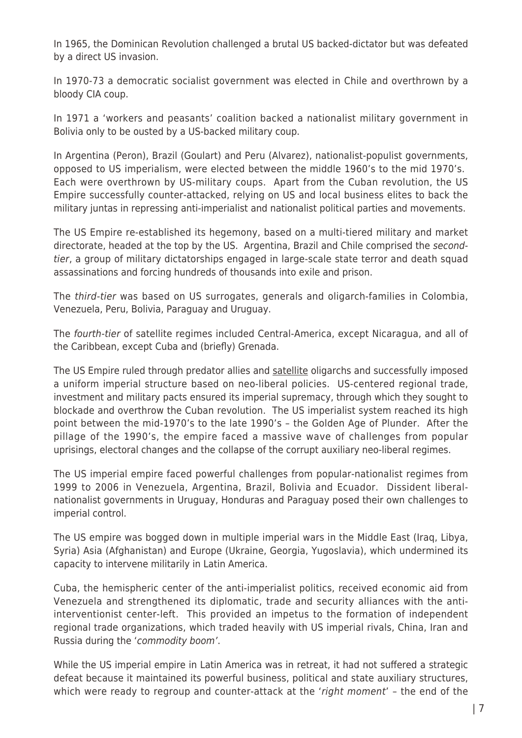In 1965, the Dominican Revolution challenged a brutal US backed-dictator but was defeated by a direct US invasion.

In 1970-73 a democratic socialist government was elected in Chile and overthrown by a bloody CIA coup.

In 1971 a 'workers and peasants' coalition backed a nationalist military government in Bolivia only to be ousted by a US-backed military coup.

In Argentina (Peron), Brazil (Goulart) and Peru (Alvarez), nationalist-populist governments, opposed to US imperialism, were elected between the middle 1960's to the mid 1970's. Each were overthrown by US-military coups. Apart from the Cuban revolution, the US Empire successfully counter-attacked, relying on US and local business elites to back the military juntas in repressing anti-imperialist and nationalist political parties and movements.

The US Empire re-established its hegemony, based on a multi-tiered military and market directorate, headed at the top by the US. Argentina, Brazil and Chile comprised the *second-tier*, a group of military dictatorships engaged in large-scale state terror and death squad assassinations and forcing hundreds of thousands into exile and prison.

The *third-tier* was based on US surrogates, generals and oligarch-families in Colombia, Venezuela, Peru, Bolivia, Paraguay and Uruguay.

The *fourth-tier* of satellite regimes included Central-America, except Nicaragua, and all of the Caribbean, except Cuba and (briefly) Grenada.

The US Empire ruled through predator allies and satellite oligarchs and successfully imposed a uniform imperial structure based on neo-liberal policies. US-centered regional trade, investment and military pacts ensured its imperial supremacy, through which they sought to blockade and overthrow the Cuban revolution. The US imperialist system reached its high point between the mid-1970's to the late 1990's – the Golden Age of Plunder. After the pillage of the 1990's, the empire faced a massive wave of challenges from popular uprisings, electoral changes and the collapse of the corrupt auxiliary neo-liberal regimes.

The US imperial empire faced powerful challenges from popular-nationalist regimes from 1999 to 2006 in Venezuela, Argentina, Brazil, Bolivia and Ecuador. Dissident liberal-nationalist governments in Uruguay, Honduras and Paraguay posed their own challenges to imperial control.

The US empire was bogged down in multiple imperial wars in the Middle East (Iraq, Libya, Syria) Asia (Afghanistan) and Europe (Ukraine, Georgia, Yugoslavia), which undermined its capacity to intervene militarily in Latin America.

Cuba, the hemispheric center of the anti-imperialist politics, received economic aid from Venezuela and strengthened its diplomatic, trade and security alliances with the anti-interventionist center-left. This provided an impetus to the formation of independent regional trade organizations, which traded heavily with US imperial rivals, China, Iran and Russia during the '*commodity boom*'.

While the US imperial empire in Latin America was in retreat, it had not suffered a strategic defeat because it maintained its powerful business, political and state auxiliary structures, which were ready to regroup and counter-attack at the '*right moment*' – the end of the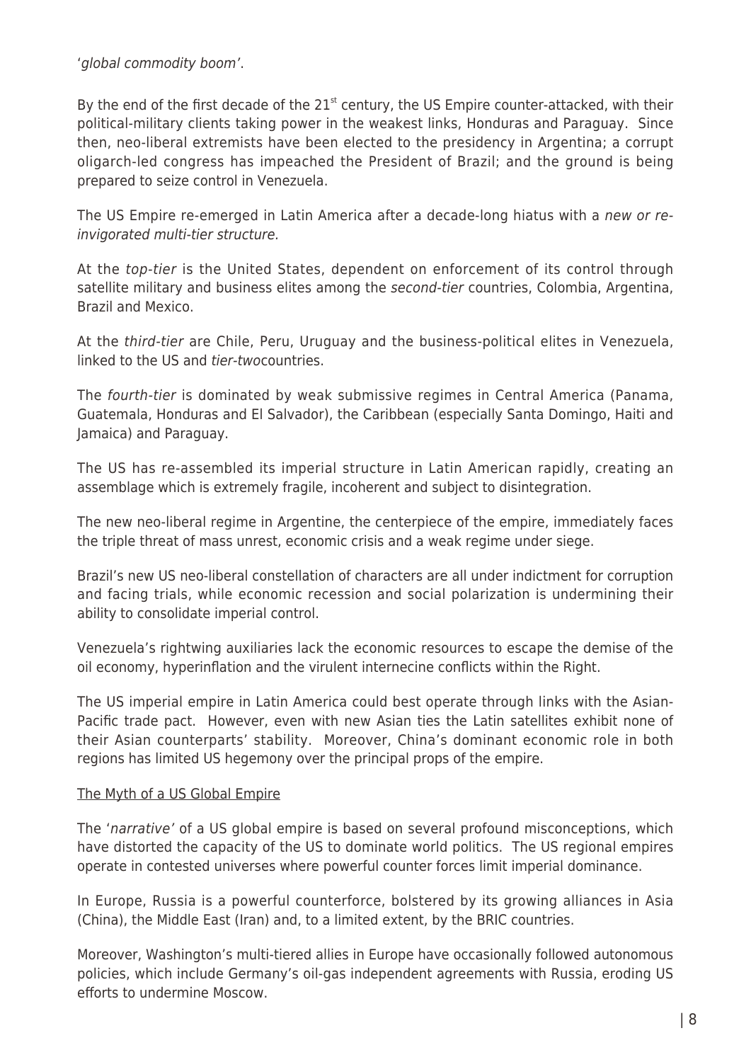'*global commodity boom*'.

By the end of the first decade of the 21st century, the US Empire counter-attacked, with their political-military clients taking power in the weakest links, Honduras and Paraguay. Since then, neo-liberal extremists have been elected to the presidency in Argentina; a corrupt oligarch-led congress has impeached the President of Brazil; and the ground is being prepared to seize control in Venezuela.

The US Empire re-emerged in Latin America after a decade-long hiatus with a *new or re-invigorated multi-tier structure.*

At the *top-tier* is the United States, dependent on enforcement of its control through satellite military and business elites among the *second-tier* countries, Colombia, Argentina, Brazil and Mexico.

At the *third-tier* are Chile, Peru, Uruguay and the business-political elites in Venezuela, linked to the US and *tier-two*countries.

The *fourth-tier* is dominated by weak submissive regimes in Central America (Panama, Guatemala, Honduras and El Salvador), the Caribbean (especially Santa Domingo, Haiti and Jamaica) and Paraguay.

The US has re-assembled its imperial structure in Latin American rapidly, creating an assemblage which is extremely fragile, incoherent and subject to disintegration.

The new neo-liberal regime in Argentine, the centerpiece of the empire, immediately faces the triple threat of mass unrest, economic crisis and a weak regime under siege.

Brazil's new US neo-liberal constellation of characters are all under indictment for corruption and facing trials, while economic recession and social polarization is undermining their ability to consolidate imperial control.

Venezuela's rightwing auxiliaries lack the economic resources to escape the demise of the oil economy, hyperinflation and the virulent internecine conflicts within the Right.

The US imperial empire in Latin America could best operate through links with the Asian-Pacific trade pact. However, even with new Asian ties the Latin satellites exhibit none of their Asian counterparts' stability. Moreover, China's dominant economic role in both regions has limited US hegemony over the principal props of the empire.

## The Myth of a US Global Empire

The '*narrative*' of a US global empire is based on several profound misconceptions, which have distorted the capacity of the US to dominate world politics. The US regional empires operate in contested universes where powerful counter forces limit imperial dominance.

In Europe, Russia is a powerful counterforce, bolstered by its growing alliances in Asia (China), the Middle East (Iran) and, to a limited extent, by the BRIC countries.

Moreover, Washington's multi-tiered allies in Europe have occasionally followed autonomous policies, which include Germany's oil-gas independent agreements with Russia, eroding US efforts to undermine Moscow.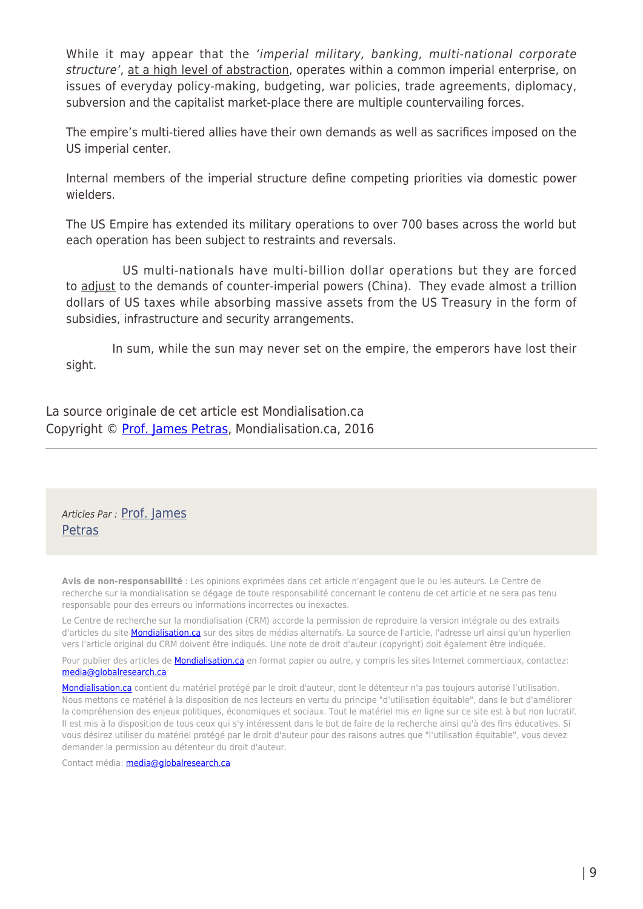While it may appear that the *'imperial military, banking, multi-national corporate structure'*, at a high level of abstraction, operates within a common imperial enterprise, on issues of everyday policy-making, budgeting, war policies, trade agreements, diplomacy, subversion and the capitalist market-place there are multiple countervailing forces.

The empire's multi-tiered allies have their own demands as well as sacrifices imposed on the US imperial center.

Internal members of the imperial structure define competing priorities via domestic power wielders.

The US Empire has extended its military operations to over 700 bases across the world but each operation has been subject to restraints and reversals.

US multi-nationals have multi-billion dollar operations but they are forced to adjust to the demands of counter-imperial powers (China). They evade almost a trillion dollars of US taxes while absorbing massive assets from the US Treasury in the form of subsidies, infrastructure and security arrangements.

In sum, while the sun may never set on the empire, the emperors have lost their sight.

La source originale de cet article est Mondialisation.ca
Copyright © Prof. James Petras, Mondialisation.ca, 2016

---

*Articles Par :* Prof. James Petras

**Avis de non-responsabilité** : Les opinions exprimées dans cet article n'engagent que le ou les auteurs. Le Centre de recherche sur la mondialisation se dégage de toute responsabilité concernant le contenu de cet article et ne sera pas tenu responsable pour des erreurs ou informations incorrectes ou inexactes.

Le Centre de recherche sur la mondialisation (CRM) accorde la permission de reproduire la version intégrale ou des extraits d'articles du site Mondialisation.ca sur des sites de médias alternatifs. La source de l'article, l'adresse url ainsi qu'un hyperlien vers l'article original du CRM doivent être indiqués. Une note de droit d'auteur (copyright) doit également être indiquée.

Pour publier des articles de Mondialisation.ca en format papier ou autre, y compris les sites Internet commerciaux, contactez: media@globalresearch.ca

Mondialisation.ca contient du matériel protégé par le droit d'auteur, dont le détenteur n'a pas toujours autorisé l'utilisation. Nous mettons ce matériel à la disposition de nos lecteurs en vertu du principe "d'utilisation équitable", dans le but d'améliorer la compréhension des enjeux politiques, économiques et sociaux. Tout le matériel mis en ligne sur ce site est à but non lucratif. Il est mis à la disposition de tous ceux qui s'y intéressent dans le but de faire de la recherche ainsi qu'à des fins éducatives. Si vous désirez utiliser du matériel protégé par le droit d'auteur pour des raisons autres que "l'utilisation équitable", vous devez demander la permission au détenteur du droit d'auteur.

Contact média: media@globalresearch.ca